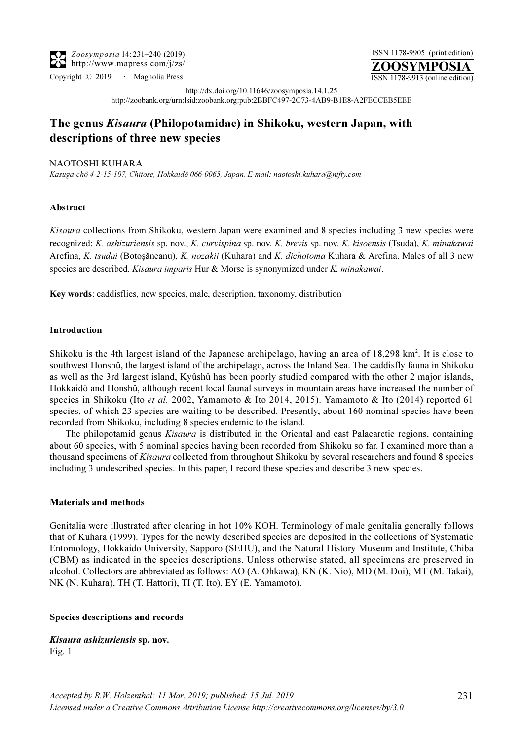http://dx.doi.org/10.11646/zoosymposia.14.1.25

http://zoobank.org/urn:lsid:zoobank.org:pub:2BBFC497-2C73-4AB9-B1E8-A2FECCEB5EEE

# The genus *Kisaura* (Philopotamidae) in Shikoku, western Japan, with descriptions of three new species

NAOTOSHI KUHARA

*Kasuga-chô 4-2-15-107, Chitose, Hokkaidô 066-0065, Japan. E-mail: naotoshi.kuhara@nifty.com*

### Abstract

*Kisaura* collections from Shikoku, western Japan were examined and 8 species including 3 new species were recognized: *K. ashizuriensis* sp. nov., *K. curvispina* sp. nov. *K. brevis* sp. nov. *K. kisoensis* (Tsuda), *K. minakawai* Arefina, *K. tsudai* (Botoşăneanu), *K. nozakii* (Kuhara) and *K. dichotoma* Kuhara & Arefina. Males of all 3 new species are described. *Kisaura imparis* Hur & Morse is synonymized under *K. minakawai*.

**Key words**: caddisflies, new species, male, description, taxonomy, distribution

### Introduction

Shikoku is the 4th largest island of the Japanese archipelago, having an area of 18,298 km$^2$. It is close to southwest Honshû, the largest island of the archipelago, across the Inland Sea. The caddisfly fauna in Shikoku as well as the 3rd largest island, Kyûshû has been poorly studied compared with the other 2 major islands, Hokkaidô and Honshû, although recent local faunal surveys in mountain areas have increased the number of species in Shikoku (Ito *et al.* 2002, Yamamoto & Ito 2014, 2015). Yamamoto & Ito (2014) reported 61 species, of which 23 species are waiting to be described. Presently, about 160 nominal species have been recorded from Shikoku, including 8 species endemic to the island.

The philopotamid genus *Kisaura* is distributed in the Oriental and east Palaearctic regions, containing about 60 species, with 5 nominal species having been recorded from Shikoku so far. I examined more than a thousand specimens of *Kisaura* collected from throughout Shikoku by several researchers and found 8 species including 3 undescribed species. In this paper, I record these species and describe 3 new species.

### Materials and methods

Genitalia were illustrated after clearing in hot 10% KOH. Terminology of male genitalia generally follows that of Kuhara (1999). Types for the newly described species are deposited in the collections of Systematic Entomology, Hokkaido University, Sapporo (SEHU), and the Natural History Museum and Institute, Chiba (CBM) as indicated in the species descriptions. Unless otherwise stated, all specimens are preserved in alcohol. Collectors are abbreviated as follows: AO (A. Ohkawa), KN (K. Nio), MD (M. Doi), MT (M. Takai), NK (N. Kuhara), TH (T. Hattori), TI (T. Ito), EY (E. Yamamoto).

### Species descriptions and records

***Kisaura ashizuriensis* sp. nov.**
Fig. 1

*Accepted by R.W. Holzenthal: 11 Mar. 2019; published: 15 Jul. 2019*

*Licensed under a Creative Commons Attribution License http://creativecommons.org/licenses/by/3.0*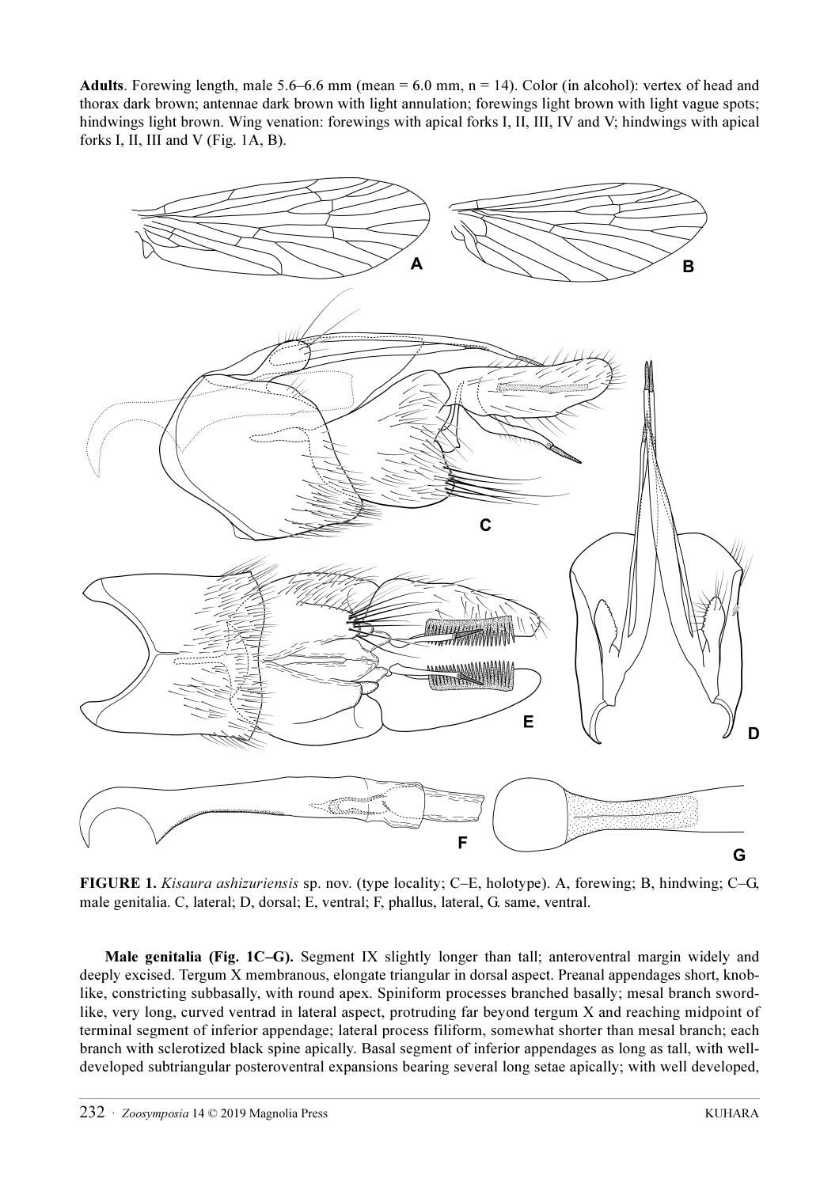**Adults**. Forewing length, male 5.6–6.6 mm (mean = 6.0 mm, n = 14). Color (in alcohol): vertex of head and thorax dark brown; antennae dark brown with light annulation; forewings light brown with light vague spots; hindwings light brown. Wing venation: forewings with apical forks I, II, III, IV and V; hindwings with apical forks I, II, III and V (Fig. 1A, B).

**FIGURE 1.** *Kisaura ashizuriensis* sp. nov. (type locality; C–E, holotype). A, forewing; B, hindwing; C–G, male genitalia. C, lateral; D, dorsal; E, ventral; F, phallus, lateral, G. same, ventral.

**Male genitalia (Fig. 1C–G).** Segment IX slightly longer than tall; anteroventral margin widely and deeply excised. Tergum X membranous, elongate triangular in dorsal aspect. Preanal appendages short, knob-like, constricting subbasally, with round apex. Spiniform processes branched basally; mesal branch sword-like, very long, curved ventrad in lateral aspect, protruding far beyond tergum X and reaching midpoint of terminal segment of inferior appendage; lateral process filiform, somewhat shorter than mesal branch; each branch with sclerotized black spine apically. Basal segment of inferior appendages as long as tall, with well-developed subtriangular posteroventral expansions bearing several long setae apically; with well developed,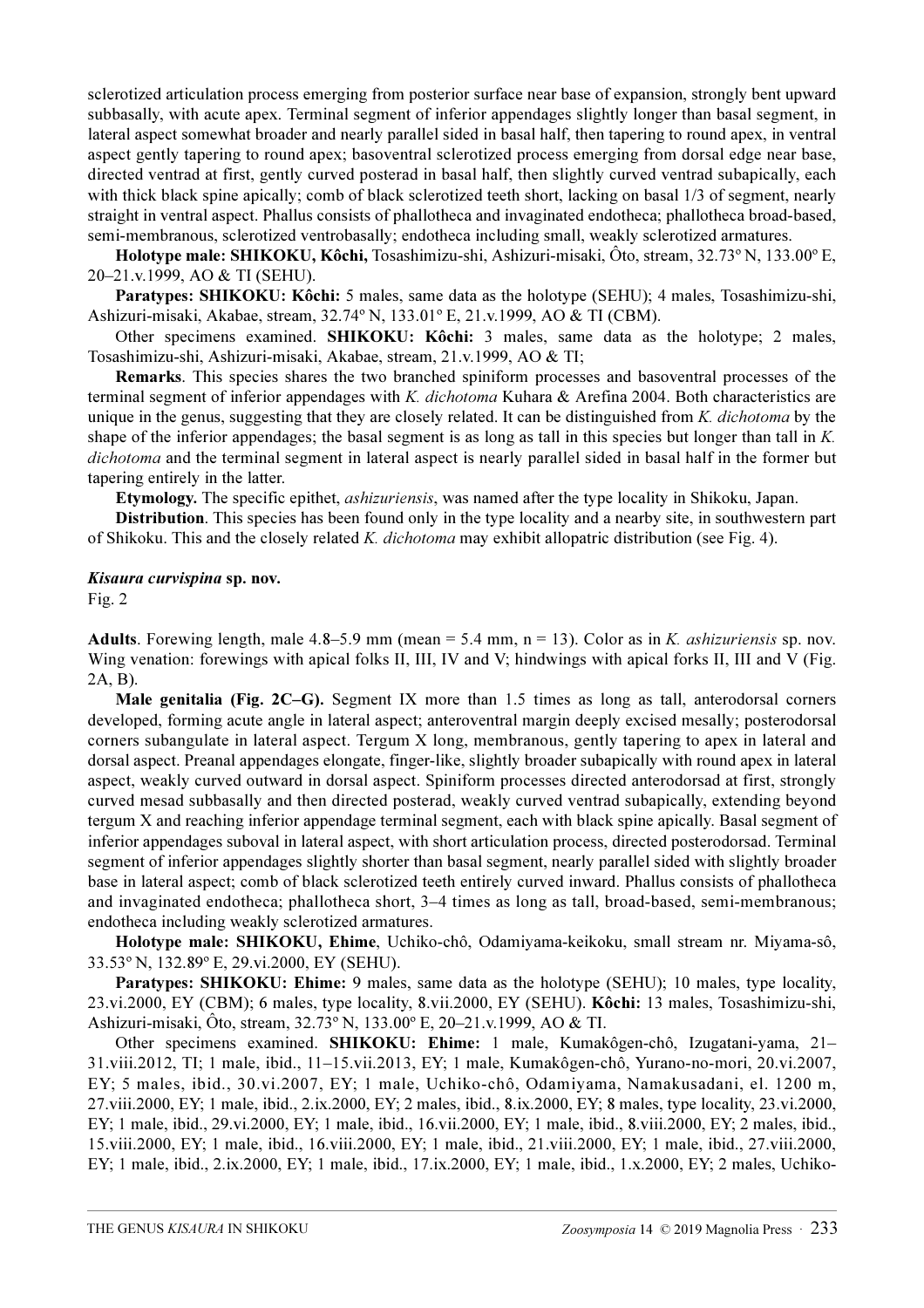sclerotized articulation process emerging from posterior surface near base of expansion, strongly bent upward subbasally, with acute apex. Terminal segment of inferior appendages slightly longer than basal segment, in lateral aspect somewhat broader and nearly parallel sided in basal half, then tapering to round apex, in ventral aspect gently tapering to round apex; basoventral sclerotized process emerging from dorsal edge near base, directed ventrad at first, gently curved posterad in basal half, then slightly curved ventrad subapically, each with thick black spine apically; comb of black sclerotized teeth short, lacking on basal 1/3 of segment, nearly straight in ventral aspect. Phallus consists of phallotheca and invaginated endotheca; phallotheca broad-based, semi-membranous, sclerotized ventrobasally; endotheca including small, weakly sclerotized armatures.

**Holotype male: SHIKOKU, Kôchi,** Tosashimizu-shi, Ashizuri-misaki, Ôto, stream, 32.73º N, 133.00º E, 20–21.v.1999, AO & TI (SEHU).

**Paratypes: SHIKOKU: Kôchi:** 5 males, same data as the holotype (SEHU); 4 males, Tosashimizu-shi, Ashizuri-misaki, Akabae, stream, 32.74º N, 133.01º E, 21.v.1999, AO & TI (CBM).

Other specimens examined. **SHIKOKU: Kôchi:** 3 males, same data as the holotype; 2 males, Tosashimizu-shi, Ashizuri-misaki, Akabae, stream, 21.v.1999, AO & TI;

**Remarks**. This species shares the two branched spiniform processes and basoventral processes of the terminal segment of inferior appendages with *K. dichotoma* Kuhara & Arefina 2004. Both characteristics are unique in the genus, suggesting that they are closely related. It can be distinguished from *K. dichotoma* by the shape of the inferior appendages; the basal segment is as long as tall in this species but longer than tall in *K. dichotoma* and the terminal segment in lateral aspect is nearly parallel sided in basal half in the former but tapering entirely in the latter.

**Etymology.** The specific epithet, *ashizuriensis*, was named after the type locality in Shikoku, Japan.

**Distribution**. This species has been found only in the type locality and a nearby site, in southwestern part of Shikoku. This and the closely related *K. dichotoma* may exhibit allopatric distribution (see Fig. 4).

### *Kisaura curvispina* sp. nov.

Fig. 2

**Adults**. Forewing length, male 4.8–5.9 mm (mean = 5.4 mm, n = 13). Color as in *K. ashizuriensis* sp. nov. Wing venation: forewings with apical folks II, III, IV and V; hindwings with apical forks II, III and V (Fig. 2A, B).

**Male genitalia (Fig. 2C–G).** Segment IX more than 1.5 times as long as tall, anterodorsal corners developed, forming acute angle in lateral aspect; anteroventral margin deeply excised mesally; posterodorsal corners subangulate in lateral aspect. Tergum X long, membranous, gently tapering to apex in lateral and dorsal aspect. Preanal appendages elongate, finger-like, slightly broader subapically with round apex in lateral aspect, weakly curved outward in dorsal aspect. Spiniform processes directed anterodorsad at first, strongly curved mesad subbasally and then directed posterad, weakly curved ventrad subapically, extending beyond tergum X and reaching inferior appendage terminal segment, each with black spine apically. Basal segment of inferior appendages suboval in lateral aspect, with short articulation process, directed posterodorsad. Terminal segment of inferior appendages slightly shorter than basal segment, nearly parallel sided with slightly broader base in lateral aspect; comb of black sclerotized teeth entirely curved inward. Phallus consists of phallotheca and invaginated endotheca; phallotheca short, 3–4 times as long as tall, broad-based, semi-membranous; endotheca including weakly sclerotized armatures.

**Holotype male: SHIKOKU, Ehime**, Uchiko-chô, Odamiyama-keikoku, small stream nr. Miyama-sô, 33.53º N, 132.89º E, 29.vi.2000, EY (SEHU).

**Paratypes: SHIKOKU: Ehime:** 9 males, same data as the holotype (SEHU); 10 males, type locality, 23.vi.2000, EY (CBM); 6 males, type locality, 8.vii.2000, EY (SEHU). **Kôchi:** 13 males, Tosashimizu-shi, Ashizuri-misaki, Ôto, stream, 32.73º N, 133.00º E, 20–21.v.1999, AO & TI.

Other specimens examined. **SHIKOKU: Ehime:** 1 male, Kumakôgen-chô, Izugatani-yama, 21–31.viii.2012, TI; 1 male, ibid., 11–15.vii.2013, EY; 1 male, Kumakôgen-chô, Yurano-no-mori, 20.vi.2007, EY; 5 males, ibid., 30.vi.2007, EY; 1 male, Uchiko-chô, Odamiyama, Namakusadani, el. 1200 m, 27.viii.2000, EY; 1 male, ibid., 2.ix.2000, EY; 2 males, ibid., 8.ix.2000, EY; 8 males, type locality, 23.vi.2000, EY; 1 male, ibid., 29.vi.2000, EY; 1 male, ibid., 16.vii.2000, EY; 1 male, ibid., 8.viii.2000, EY; 2 males, ibid., 15.viii.2000, EY; 1 male, ibid., 16.viii.2000, EY; 1 male, ibid., 21.viii.2000, EY; 1 male, ibid., 27.viii.2000, EY; 1 male, ibid., 2.ix.2000, EY; 1 male, ibid., 17.ix.2000, EY; 1 male, ibid., 1.x.2000, EY; 2 males, Uchiko-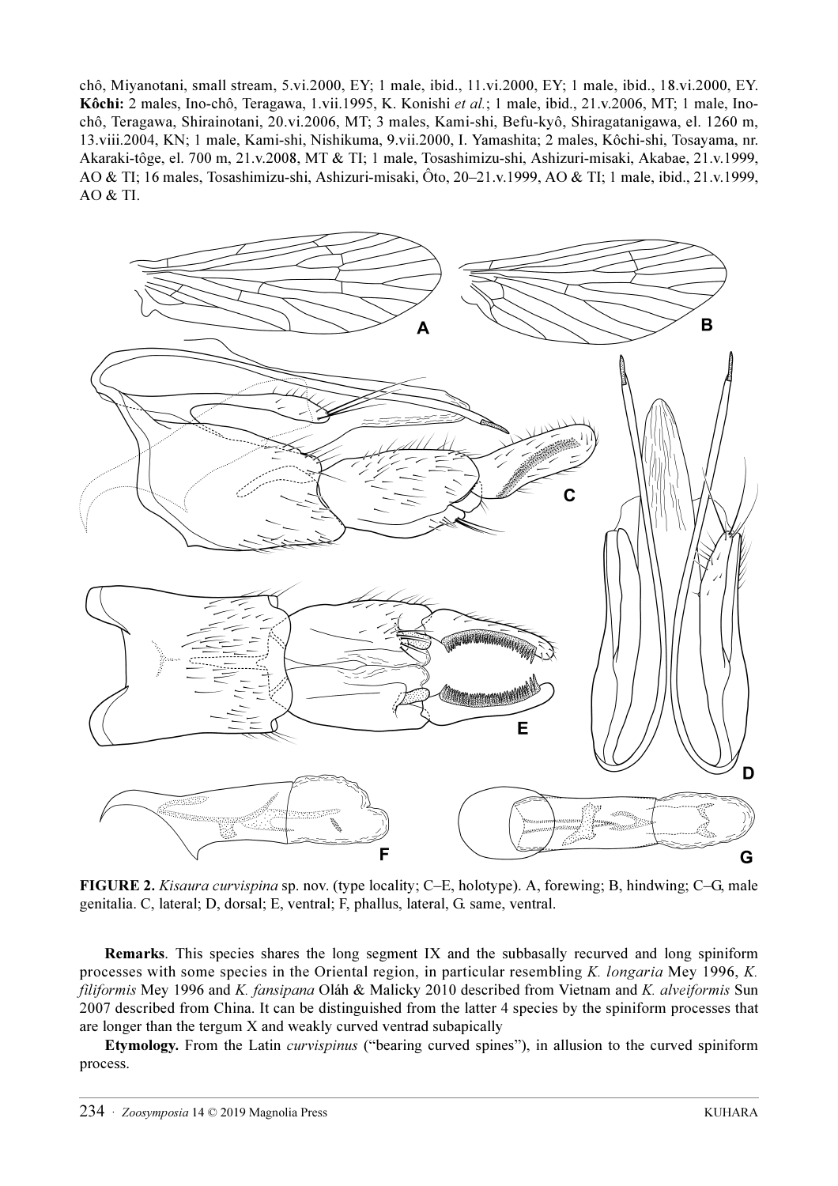chô, Miyanotani, small stream, 5.vi.2000, EY; 1 male, ibid., 11.vi.2000, EY; 1 male, ibid., 18.vi.2000, EY. **Kôchi:** 2 males, Ino-chô, Teragawa, 1.vii.1995, K. Konishi *et al.*; 1 male, ibid., 21.v.2006, MT; 1 male, Ino-chô, Teragawa, Shirainotani, 20.vi.2006, MT; 3 males, Kami-shi, Befu-kyô, Shiragatanigawa, el. 1260 m, 13.viii.2004, KN; 1 male, Kami-shi, Nishikuma, 9.vii.2000, I. Yamashita; 2 males, Kôchi-shi, Tosayama, nr. Akaraki-tôge, el. 700 m, 21.v.2008, MT & TI; 1 male, Tosashimizu-shi, Ashizuri-misaki, Akabae, 21.v.1999, AO & TI; 16 males, Tosashimizu-shi, Ashizuri-misaki, Ôto, 20–21.v.1999, AO & TI; 1 male, ibid., 21.v.1999, AO & TI.

**FIGURE 2.** *Kisaura curvispina* sp. nov. (type locality; C–E, holotype). A, forewing; B, hindwing; C–G, male genitalia. C, lateral; D, dorsal; E, ventral; F, phallus, lateral, G. same, ventral.

**Remarks**. This species shares the long segment IX and the subbasally recurved and long spiniform processes with some species in the Oriental region, in particular resembling *K. longaria* Mey 1996, *K. filiformis* Mey 1996 and *K. fansipana* Oláh & Malicky 2010 described from Vietnam and *K. alveiformis* Sun 2007 described from China. It can be distinguished from the latter 4 species by the spiniform processes that are longer than the tergum X and weakly curved ventrad subapically

**Etymology.** From the Latin *curvispinus* ("bearing curved spines"), in allusion to the curved spiniform process.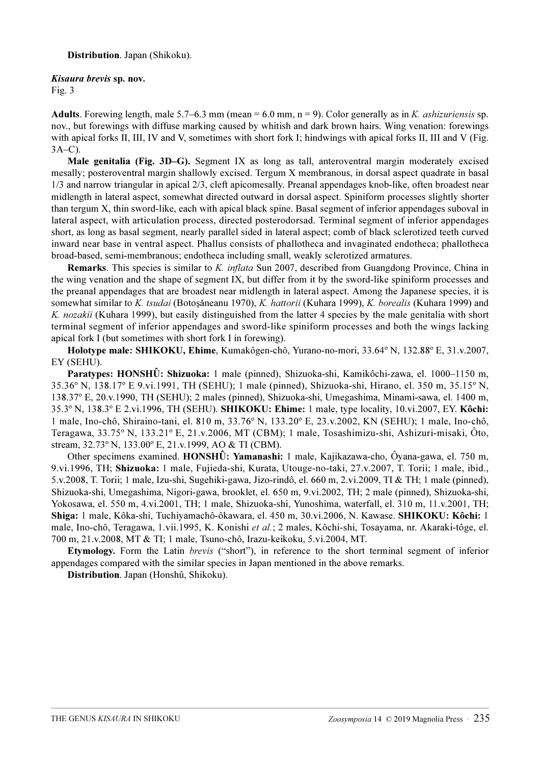**Distribution**. Japan (Shikoku).

***Kisaura brevis* sp. nov.**
Fig. 3

**Adults**. Forewing length, male 5.7–6.3 mm (mean = 6.0 mm, n = 9). Color generally as in *K. ashizuriensis* sp. nov., but forewings with diffuse marking caused by whitish and dark brown hairs. Wing venation: forewings with apical forks II, III, IV and V, sometimes with short fork I; hindwings with apical forks II, III and V (Fig. 3A–C).

**Male genitalia (Fig. 3D–G).** Segment IX as long as tall, anteroventral margin moderately excised mesally; posteroventral margin shallowly excised. Tergum X membranous, in dorsal aspect quadrate in basal 1/3 and narrow triangular in apical 2/3, cleft apicomesally. Preanal appendages knob-like, often broadest near midlength in lateral aspect, somewhat directed outward in dorsal aspect. Spiniform processes slightly shorter than tergum X, thin sword-like, each with apical black spine. Basal segment of inferior appendages suboval in lateral aspect, with articulation process, directed posterodorsad. Terminal segment of inferior appendages short, as long as basal segment, nearly parallel sided in lateral aspect; comb of black sclerotized teeth curved inward near base in ventral aspect. Phallus consists of phallotheca and invaginated endotheca; phallotheca broad-based, semi-membranous; endotheca including small, weakly sclerotized armatures.

**Remarks**. This species is similar to *K. inflata* Sun 2007, described from Guangdong Province, China in the wing venation and the shape of segment IX, but differ from it by the sword-like spiniform processes and the preanal appendages that are broadest near midlength in lateral aspect. Among the Japanese species, it is somewhat similar to *K. tsudai* (Botoşăneanu 1970), *K. hattorii* (Kuhara 1999), *K. borealis* (Kuhara 1999) and *K. nozakii* (Kuhara 1999), but easily distinguished from the latter 4 species by the male genitalia with short terminal segment of inferior appendages and sword-like spiniform processes and both the wings lacking apical fork I (but sometimes with short fork I in forewing).

**Holotype male: SHIKOKU, Ehime**, Kumakôgen-chô, Yurano-no-mori, 33.64º N, 132.88º E, 31.v.2007, EY (SEHU).

**Paratypes: HONSHÛ: Shizuoka:** 1 male (pinned), Shizuoka-shi, Kamikôchi-zawa, el. 1000–1150 m, 35.36º N, 138.17º E 9.vi.1991, TH (SEHU); 1 male (pinned), Shizuoka-shi, Hirano, el. 350 m, 35.15º N, 138.37º E, 20.v.1990, TH (SEHU); 2 males (pinned), Shizuoka-shi, Umegashima, Minami-sawa, el. 1400 m, 35.3º N, 138.3º E 2.vi.1996, TH (SEHU). **SHIKOKU: Ehime:** 1 male, type locality, 10.vi.2007, EY. **Kôchi:** 1 male, Ino-chô, Shiraino-tani, el. 810 m, 33.76º N, 133.20º E, 23.v.2002, KN (SEHU); 1 male, Ino-chô, Teragawa, 33.75º N, 133.21º E, 21.v.2006, MT (CBM); 1 male, Tosashimizu-shi, Ashizuri-misaki, Ôto, stream, 32.73º N, 133.00º E, 21.v.1999, AO & TI (CBM).

Other specimens examined. **HONSHÛ: Yamanashi:** 1 male, Kajikazawa-cho, Ôyana-gawa, el. 750 m, 9.vi.1996, TH; **Shizuoka:** 1 male, Fujieda-shi, Kurata, Utouge-no-taki, 27.v.2007, T. Torii; 1 male, ibid., 5.v.2008, T. Torii; 1 male, Izu-shi, Sugehiki-gawa, Jizo-rindô, el. 660 m, 2.vi.2009, TI & TH; 1 male (pinned), Shizuoka-shi, Umegashima, Nigori-gawa, brooklet, el. 650 m, 9.vi.2002, TH; 2 male (pinned), Shizuoka-shi, Yokosawa, el. 550 m, 4.vi.2001, TH; 1 male, Shizuoka-shi, Yunoshima, waterfall, el. 310 m, 11.v.2001, TH; **Shiga:** 1 male, Kôka-shi, Tuchiyamachô-ôkawara, el. 450 m, 30.vi.2006, N. Kawase. **SHIKOKU: Kôchi:** 1 male, Ino-chô, Teragawa, 1.vii.1995, K. Konishi *et al.*; 2 males, Kôchi-shi, Tosayama, nr. Akaraki-tôge, el. 700 m, 21.v.2008, MT & TI; 1 male, Tsuno-chô, Irazu-keikoku, 5.vi.2004, MT.

**Etymology.** Form the Latin *brevis* ("short"), in reference to the short terminal segment of inferior appendages compared with the similar species in Japan mentioned in the above remarks.

**Distribution**. Japan (Honshû, Shikoku).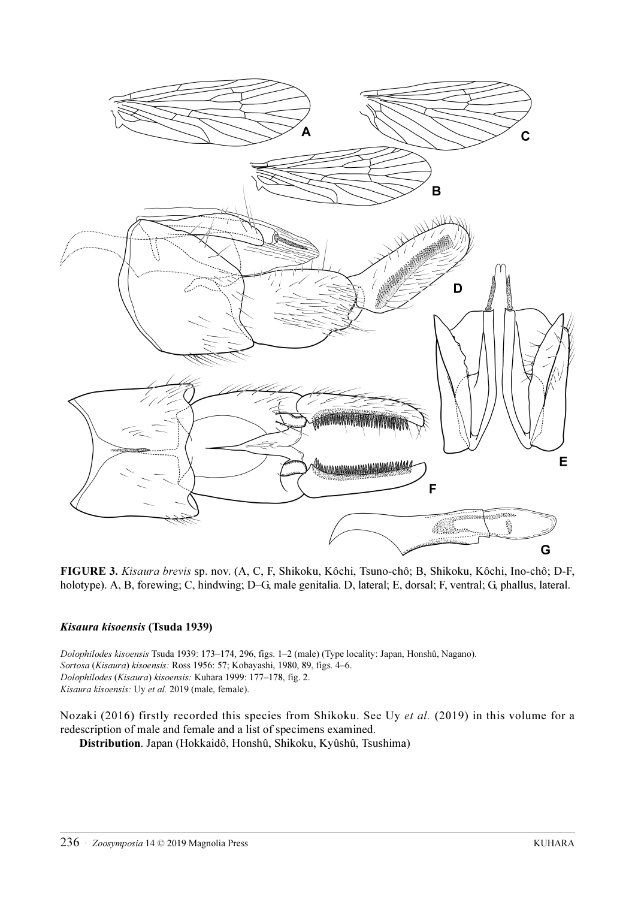**FIGURE 3.** *Kisaura brevis* sp. nov. (A, C, F, Shikoku, Kôchi, Tsuno-chô; B, Shikoku, Kôchi, Ino-chô; D-F, holotype). A, B, forewing; C, hindwing; D–G, male genitalia. D, lateral; E, dorsal; F, ventral; G, phallus, lateral.

### *Kisaura kisoensis* (Tsuda 1939)

*Dolophilodes kisoensis* Tsuda 1939: 173–174, 296, figs. 1–2 (male) (Type locality: Japan, Honshû, Nagano).
*Sortosa* (*Kisaura*) *kisoensis:* Ross 1956: 57; Kobayashi, 1980, 89, figs. 4–6.
*Dolophilodes* (*Kisaura*) *kisoensis:* Kuhara 1999: 177–178, fig. 2.
*Kisaura kisoensis:* Uy *et al.* 2019 (male, female).

Nozaki (2016) firstly recorded this species from Shikoku. See Uy *et al.* (2019) in this volume for a redescription of male and female and a list of specimens examined.

**Distribution**. Japan (Hokkaidô, Honshû, Shikoku, Kyûshû, Tsushima)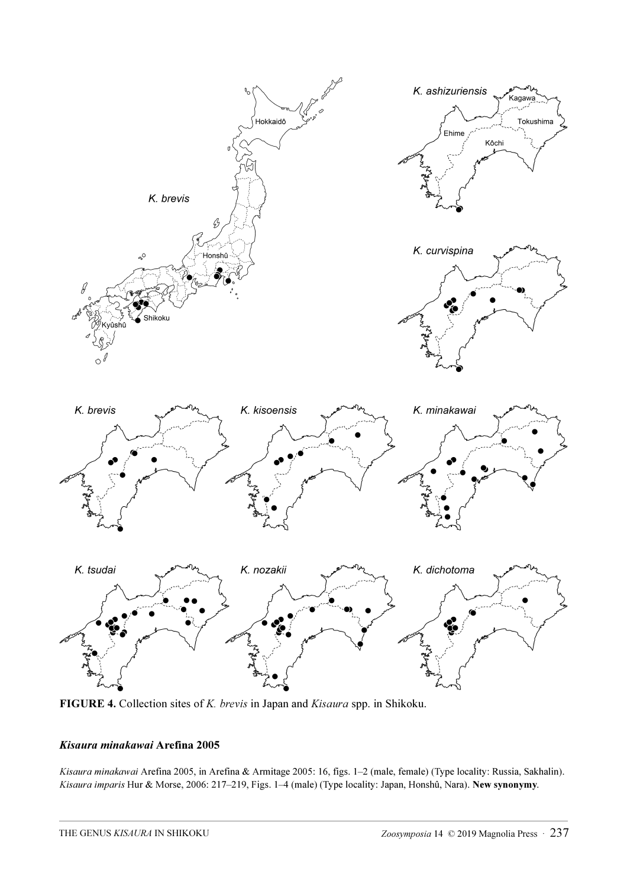**FIGURE 4.** Collection sites of *K. brevis* in Japan and *Kisaura* spp. in Shikoku.

### *Kisaura minakawai* Arefina 2005

*Kisaura minakawai* Arefina 2005, in Arefina & Armitage 2005: 16, figs. 1–2 (male, female) (Type locality: Russia, Sakhalin).
*Kisaura imparis* Hur & Morse, 2006: 217–219, Figs. 1–4 (male) (Type locality: Japan, Honshû, Nara). **New synonymy**.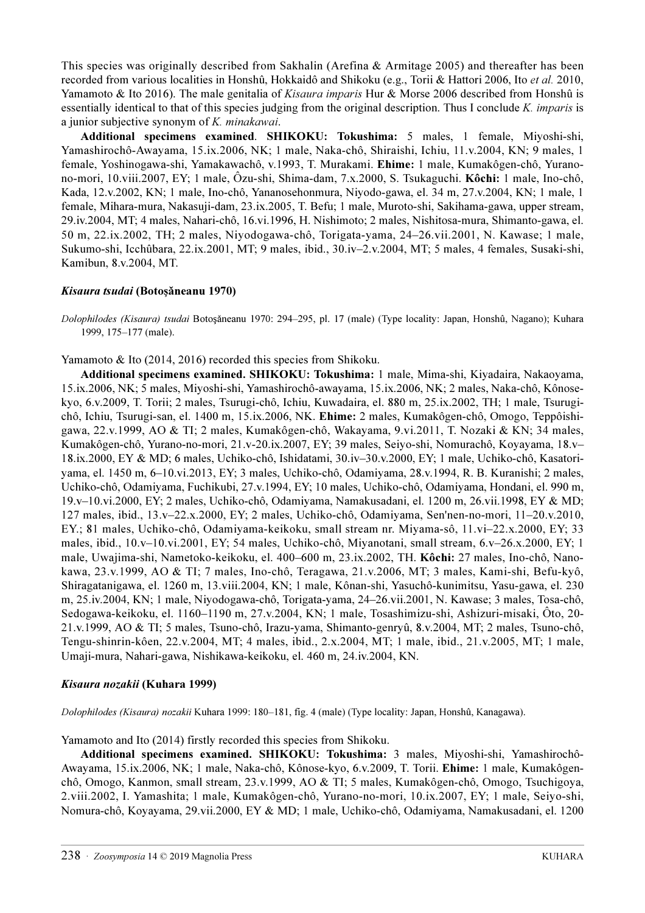This species was originally described from Sakhalin (Arefina & Armitage 2005) and thereafter has been recorded from various localities in Honshû, Hokkaidô and Shikoku (e.g., Torii & Hattori 2006, Ito *et al.* 2010, Yamamoto & Ito 2016). The male genitalia of *Kisaura imparis* Hur & Morse 2006 described from Honshû is essentially identical to that of this species judging from the original description. Thus I conclude *K. imparis* is a junior subjective synonym of *K. minakawai*.

**Additional specimens examined**. **SHIKOKU: Tokushima:** 5 males, 1 female, Miyoshi-shi, Yamashirochô-Awayama, 15.ix.2006, NK; 1 male, Naka-chô, Shiraishi, Ichiu, 11.v.2004, KN; 9 males, 1 female, Yoshinogawa-shi, Yamakawachô, v.1993, T. Murakami. **Ehime:** 1 male, Kumakôgen-chô, Yurano-no-mori, 10.viii.2007, EY; 1 male, Ôzu-shi, Shima-dam, 7.x.2000, S. Tsukaguchi. **Kôchi:** 1 male, Ino-chô, Kada, 12.v.2002, KN; 1 male, Ino-chô, Yananosehonmura, Niyodo-gawa, el. 34 m, 27.v.2004, KN; 1 male, 1 female, Mihara-mura, Nakasuji-dam, 23.ix.2005, T. Befu; 1 male, Muroto-shi, Sakihama-gawa, upper stream, 29.iv.2004, MT; 4 males, Nahari-chô, 16.vi.1996, H. Nishimoto; 2 males, Nishitosa-mura, Shimanto-gawa, el. 50 m, 22.ix.2002, TH; 2 males, Niyodogawa-chô, Torigata-yama, 24–26.vii.2001, N. Kawase; 1 male, Sukumo-shi, Icchûbara, 22.ix.2001, MT; 9 males, ibid., 30.iv–2.v.2004, MT; 5 males, 4 females, Susaki-shi, Kamibun, 8.v.2004, MT.

### *Kisaura tsudai* (Botoşăneanu 1970)

*Dolophilodes (Kisaura) tsudai* Botoşăneanu 1970: 294–295, pl. 17 (male) (Type locality: Japan, Honshû, Nagano); Kuhara 1999, 175–177 (male).

Yamamoto & Ito (2014, 2016) recorded this species from Shikoku.

**Additional specimens examined. SHIKOKU: Tokushima:** 1 male, Mima-shi, Kiyadaira, Nakaoyama, 15.ix.2006, NK; 5 males, Miyoshi-shi, Yamashirochô-awayama, 15.ix.2006, NK; 2 males, Naka-chô, Kônose-kyo, 6.v.2009, T. Torii; 2 males, Tsurugi-chô, Ichiu, Kuwadaira, el. 880 m, 25.ix.2002, TH; 1 male, Tsurugi-chô, Ichiu, Tsurugi-san, el. 1400 m, 15.ix.2006, NK. **Ehime:** 2 males, Kumakôgen-chô, Omogo, Teppôishi-gawa, 22.v.1999, AO & TI; 2 males, Kumakôgen-chô, Wakayama, 9.vi.2011, T. Nozaki & KN; 34 males, Kumakôgen-chô, Yurano-no-mori, 21.v-20.ix.2007, EY; 39 males, Seiyo-shi, Nomurachô, Koyayama, 18.v–18.ix.2000, EY & MD; 6 males, Uchiko-chô, Ishidatami, 30.iv–30.v.2000, EY; 1 male, Uchiko-chô, Kasatori-yama, el. 1450 m, 6–10.vi.2013, EY; 3 males, Uchiko-chô, Odamiyama, 28.v.1994, R. B. Kuranishi; 2 males, Uchiko-chô, Odamiyama, Fuchikubi, 27.v.1994, EY; 10 males, Uchiko-chô, Odamiyama, Hondani, el. 990 m, 19.v–10.vi.2000, EY; 2 males, Uchiko-chô, Odamiyama, Namakusadani, el. 1200 m, 26.vii.1998, EY & MD; 127 males, ibid., 13.v–22.x.2000, EY; 2 males, Uchiko-chô, Odamiyama, Sen'nen-no-mori, 11–20.v.2010, EY.; 81 males, Uchiko-chô, Odamiyama-keikoku, small stream nr. Miyama-sô, 11.vi–22.x.2000, EY; 33 males, ibid., 10.v–10.vi.2001, EY; 54 males, Uchiko-chô, Miyanotani, small stream, 6.v–26.x.2000, EY; 1 male, Uwajima-shi, Nametoko-keikoku, el. 400–600 m, 23.ix.2002, TH. **Kôchi:** 27 males, Ino-chô, Nano-kawa, 23.v.1999, AO & TI; 7 males, Ino-chô, Teragawa, 21.v.2006, MT; 3 males, Kami-shi, Befu-kyô, Shiragatanigawa, el. 1260 m, 13.viii.2004, KN; 1 male, Kônan-shi, Yasuchô-kunimitsu, Yasu-gawa, el. 230 m, 25.iv.2004, KN; 1 male, Niyodogawa-chô, Torigata-yama, 24–26.vii.2001, N. Kawase; 3 males, Tosa-chô, Sedogawa-keikoku, el. 1160–1190 m, 27.v.2004, KN; 1 male, Tosashimizu-shi, Ashizuri-misaki, Ôto, 20-21.v.1999, AO & TI; 5 males, Tsuno-chô, Irazu-yama, Shimanto-genryû, 8.v.2004, MT; 2 males, Tsuno-chô, Tengu-shinrin-kôen, 22.v.2004, MT; 4 males, ibid., 2.x.2004, MT; 1 male, ibid., 21.v.2005, MT; 1 male, Umaji-mura, Nahari-gawa, Nishikawa-keikoku, el. 460 m, 24.iv.2004, KN.

### *Kisaura nozakii* (Kuhara 1999)

*Dolophilodes (Kisaura) nozakii* Kuhara 1999: 180–181, fig. 4 (male) (Type locality: Japan, Honshû, Kanagawa).

Yamamoto and Ito (2014) firstly recorded this species from Shikoku.

**Additional specimens examined. SHIKOKU: Tokushima:** 3 males, Miyoshi-shi, Yamashirochô-Awayama, 15.ix.2006, NK; 1 male, Naka-chô, Kônose-kyo, 6.v.2009, T. Torii. **Ehime:** 1 male, Kumakôgen-chô, Omogo, Kanmon, small stream, 23.v.1999, AO & TI; 5 males, Kumakôgen-chô, Omogo, Tsuchigoya, 2.viii.2002, I. Yamashita; 1 male, Kumakôgen-chô, Yurano-no-mori, 10.ix.2007, EY; 1 male, Seiyo-shi, Nomura-chô, Koyayama, 29.vii.2000, EY & MD; 1 male, Uchiko-chô, Odamiyama, Namakusadani, el. 1200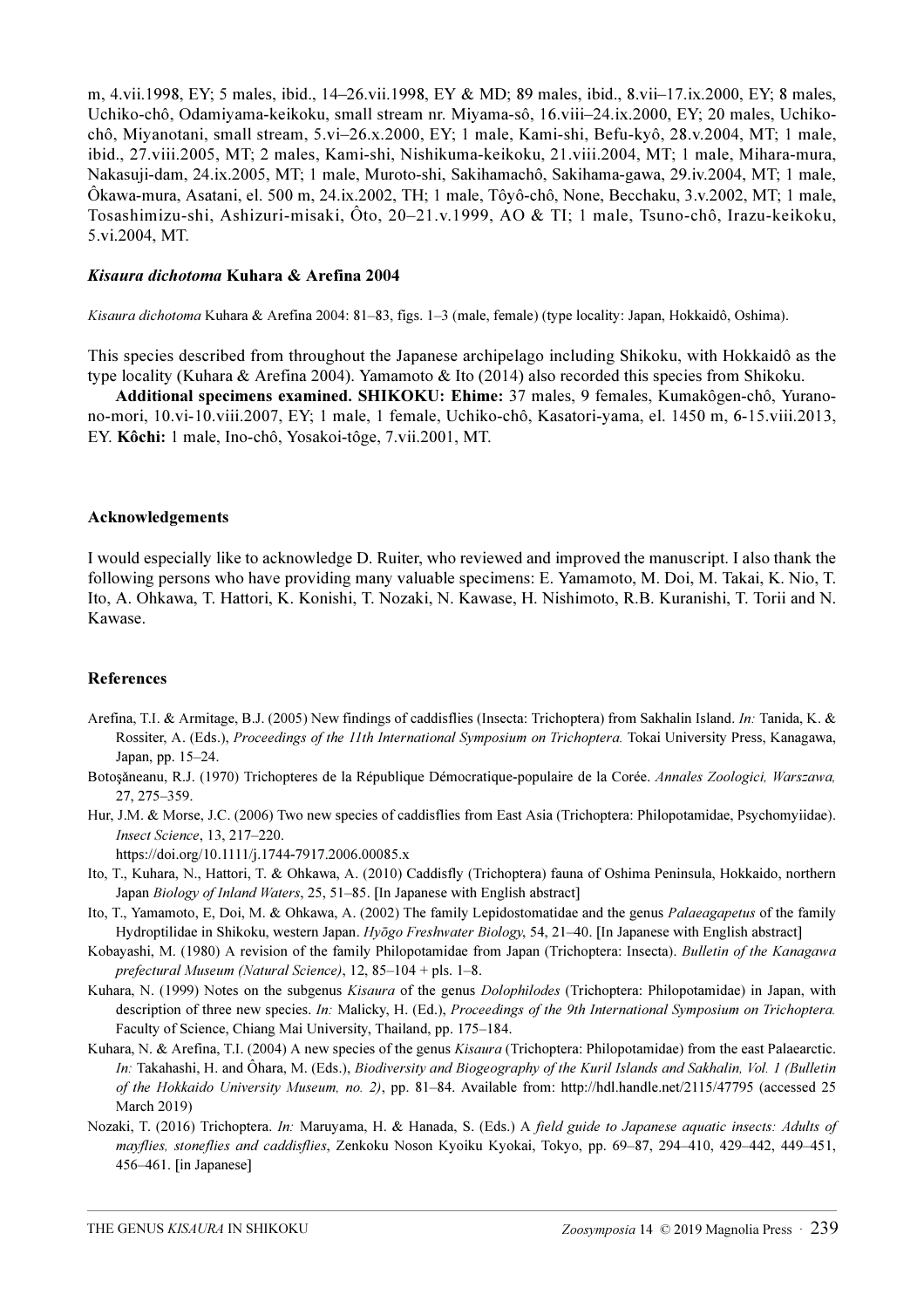m, 4.vii.1998, EY; 5 males, ibid., 14–26.vii.1998, EY & MD; 89 males, ibid., 8.vii–17.ix.2000, EY; 8 males, Uchiko-chô, Odamiyama-keikoku, small stream nr. Miyama-sô, 16.viii–24.ix.2000, EY; 20 males, Uchiko-chô, Miyanotani, small stream, 5.vi–26.x.2000, EY; 1 male, Kami-shi, Befu-kyô, 28.v.2004, MT; 1 male, ibid., 27.viii.2005, MT; 2 males, Kami-shi, Nishikuma-keikoku, 21.viii.2004, MT; 1 male, Mihara-mura, Nakasuji-dam, 24.ix.2005, MT; 1 male, Muroto-shi, Sakihamachô, Sakihama-gawa, 29.iv.2004, MT; 1 male, Ôkawa-mura, Asatani, el. 500 m, 24.ix.2002, TH; 1 male, Tôyô-chô, None, Becchaku, 3.v.2002, MT; 1 male, Tosashimizu-shi, Ashizuri-misaki, Ôto, 20–21.v.1999, AO & TI; 1 male, Tsuno-chô, Irazu-keikoku, 5.vi.2004, MT.

### *Kisaura dichotoma* Kuhara & Arefina 2004

*Kisaura dichotoma* Kuhara & Arefina 2004: 81–83, figs. 1–3 (male, female) (type locality: Japan, Hokkaidô, Oshima).

This species described from throughout the Japanese archipelago including Shikoku, with Hokkaidô as the type locality (Kuhara & Arefina 2004). Yamamoto & Ito (2014) also recorded this species from Shikoku.

**Additional specimens examined. SHIKOKU: Ehime:** 37 males, 9 females, Kumakôgen-chô, Yurano-no-mori, 10.vi-10.viii.2007, EY; 1 male, 1 female, Uchiko-chô, Kasatori-yama, el. 1450 m, 6-15.viii.2013, EY. **Kôchi:** 1 male, Ino-chô, Yosakoi-tôge, 7.vii.2001, MT.

## Acknowledgements

I would especially like to acknowledge D. Ruiter, who reviewed and improved the manuscript. I also thank the following persons who have providing many valuable specimens: E. Yamamoto, M. Doi, M. Takai, K. Nio, T. Ito, A. Ohkawa, T. Hattori, K. Konishi, T. Nozaki, N. Kawase, H. Nishimoto, R.B. Kuranishi, T. Torii and N. Kawase.

## References

Arefina, T.I. & Armitage, B.J. (2005) New findings of caddisflies (Insecta: Trichoptera) from Sakhalin Island. *In:* Tanida, K. & Rossiter, A. (Eds.), *Proceedings of the 11th International Symposium on Trichoptera.* Tokai University Press, Kanagawa, Japan, pp. 15–24.

Botoşăneanu, R.J. (1970) Trichopteres de la République Démocratique-populaire de la Corée. *Annales Zoologici, Warszawa,* 27, 275–359.

Hur, J.M. & Morse, J.C. (2006) Two new species of caddisflies from East Asia (Trichoptera: Philopotamidae, Psychomyiidae). *Insect Science*, 13, 217–220.
https://doi.org/10.1111/j.1744-7917.2006.00085.x

Ito, T., Kuhara, N., Hattori, T. & Ohkawa, A. (2010) Caddisfly (Trichoptera) fauna of Oshima Peninsula, Hokkaido, northern Japan *Biology of Inland Waters*, 25, 51–85. [In Japanese with English abstract]

Ito, T., Yamamoto, E, Doi, M. & Ohkawa, A. (2002) The family Lepidostomatidae and the genus *Palaeagapetus* of the family Hydroptilidae in Shikoku, western Japan. *Hyōgo Freshwater Biology*, 54, 21–40. [In Japanese with English abstract]

Kobayashi, M. (1980) A revision of the family Philopotamidae from Japan (Trichoptera: Insecta). *Bulletin of the Kanagawa prefectural Museum (Natural Science)*, 12, 85–104 + pls. 1–8.

Kuhara, N. (1999) Notes on the subgenus *Kisaura* of the genus *Dolophilodes* (Trichoptera: Philopotamidae) in Japan, with description of three new species. *In:* Malicky, H. (Ed.), *Proceedings of the 9th International Symposium on Trichoptera.* Faculty of Science, Chiang Mai University, Thailand, pp. 175–184.

Kuhara, N. & Arefina, T.I. (2004) A new species of the genus *Kisaura* (Trichoptera: Philopotamidae) from the east Palaearctic. *In:* Takahashi, H. and Ôhara, M. (Eds.), *Biodiversity and Biogeography of the Kuril Islands and Sakhalin, Vol. 1 (Bulletin of the Hokkaido University Museum, no. 2)*, pp. 81–84. Available from: http://hdl.handle.net/2115/47795 (accessed 25 March 2019)

Nozaki, T. (2016) Trichoptera. *In:* Maruyama, H. & Hanada, S. (Eds.) A *field guide to Japanese aquatic insects: Adults of mayflies, stoneflies and caddisflies*, Zenkoku Noson Kyoiku Kyokai, Tokyo, pp. 69–87, 294–410, 429–442, 449–451, 456–461. [in Japanese]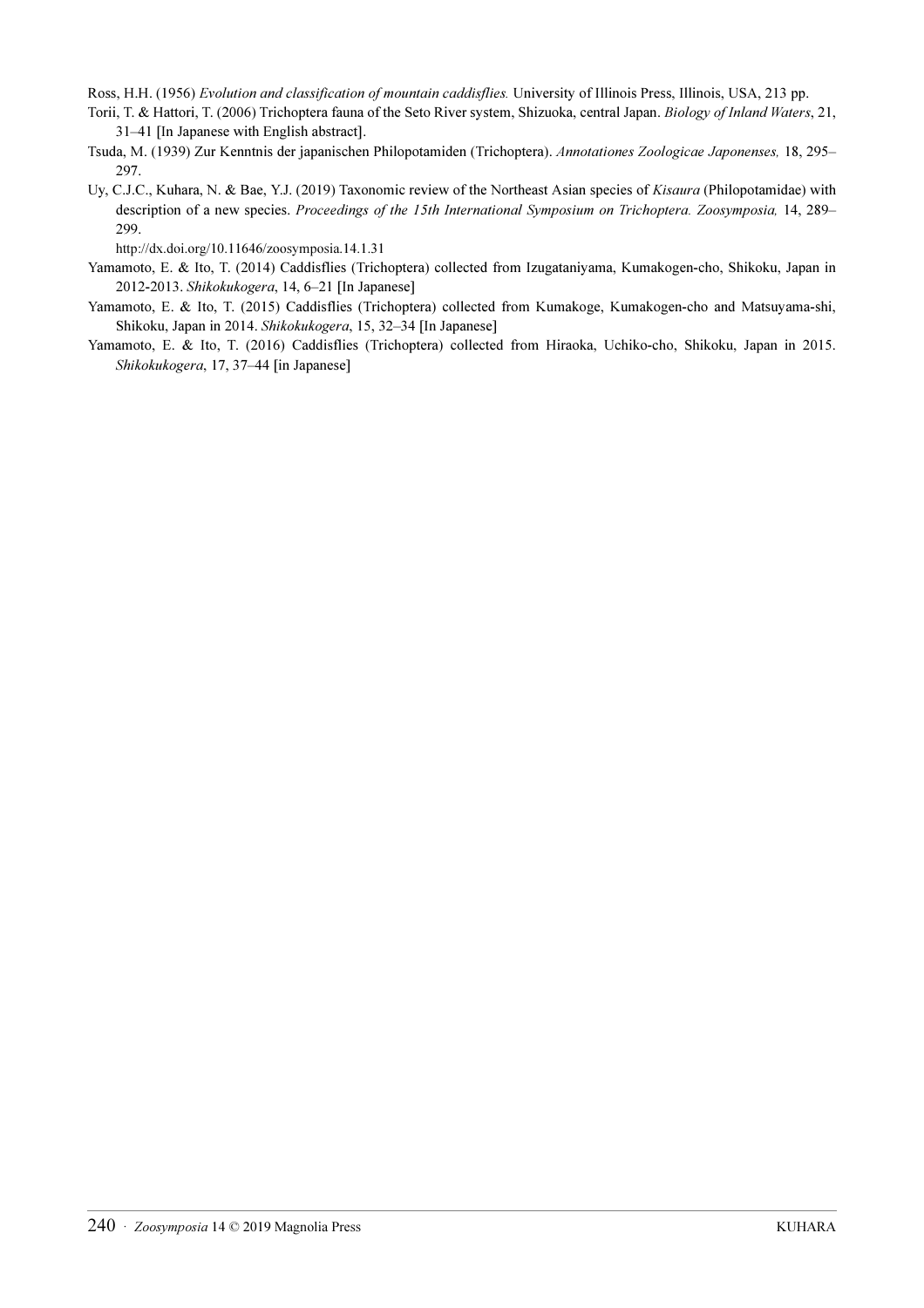Ross, H.H. (1956) *Evolution and classification of mountain caddisflies.* University of Illinois Press, Illinois, USA, 213 pp.

Torii, T. & Hattori, T. (2006) Trichoptera fauna of the Seto River system, Shizuoka, central Japan. *Biology of Inland Waters*, 21, 31–41 [In Japanese with English abstract].

Tsuda, M. (1939) Zur Kenntnis der japanischen Philopotamiden (Trichoptera). *Annotationes Zoologicae Japonenses,* 18, 295–297.

Uy, C.J.C., Kuhara, N. & Bae, Y.J. (2019) Taxonomic review of the Northeast Asian species of *Kisaura* (Philopotamidae) with description of a new species. *Proceedings of the 15th International Symposium on Trichoptera. Zoosymposia,* 14, 289–299.
http://dx.doi.org/10.11646/zoosymposia.14.1.31

Yamamoto, E. & Ito, T. (2014) Caddisflies (Trichoptera) collected from Izugataniyama, Kumakogen-cho, Shikoku, Japan in 2012-2013. *Shikokukogera*, 14, 6–21 [In Japanese]

Yamamoto, E. & Ito, T. (2015) Caddisflies (Trichoptera) collected from Kumakoge, Kumakogen-cho and Matsuyama-shi, Shikoku, Japan in 2014. *Shikokukogera*, 15, 32–34 [In Japanese]

Yamamoto, E. & Ito, T. (2016) Caddisflies (Trichoptera) collected from Hiraoka, Uchiko-cho, Shikoku, Japan in 2015. *Shikokukogera*, 17, 37–44 [in Japanese]